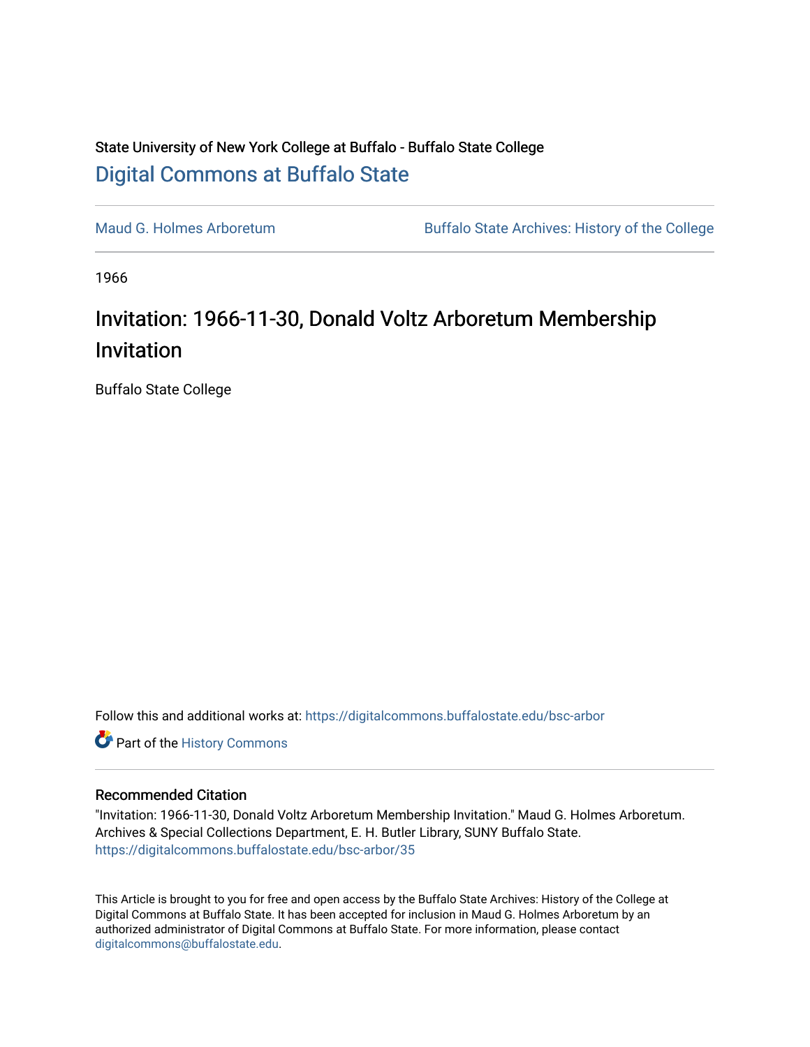State University of New York College at Buffalo - Buffalo State College

# Digital Commons at Buffalo State

Maud G. Holmes Arboretum

Buffalo State Archives: History of the College

1966

## Invitation: 1966-11-30, Donald Voltz Arboretum Membership Invitation

Buffalo State College

Follow this and additional works at: https://digitalcommons.buffalostate.edu/bsc-arbor

Part of the History Commons

### Recommended Citation

"Invitation: 1966-11-30, Donald Voltz Arboretum Membership Invitation." Maud G. Holmes Arboretum. Archives & Special Collections Department, E. H. Butler Library, SUNY Buffalo State. https://digitalcommons.buffalostate.edu/bsc-arbor/35

This Article is brought to you for free and open access by the Buffalo State Archives: History of the College at Digital Commons at Buffalo State. It has been accepted for inclusion in Maud G. Holmes Arboretum by an authorized administrator of Digital Commons at Buffalo State. For more information, please contact digitalcommons@buffalostate.edu.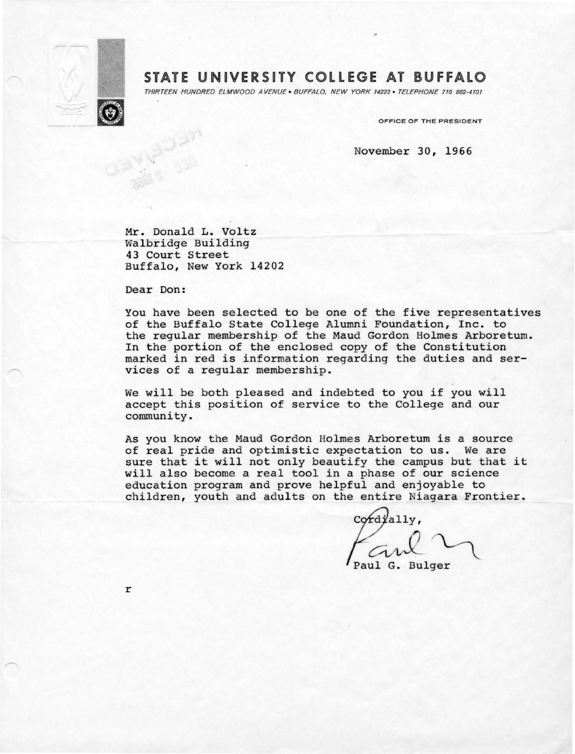# STATE UNIVERSITY COLLEGE AT BUFFALO

*THIRTEEN HUNDRED ELMWOOD AVENUE • BUFFALO, NEW YORK 14222 • TELEPHONE 716 862-4101*

OFFICE OF THE PRESIDENT

RECEIVED
DEC 2 1966

November 30, 1966

Mr. Donald L. Voltz
Walbridge Building
43 Court Street
Buffalo, New York 14202

Dear Don:

You have been selected to be one of the five representatives of the Buffalo State College Alumni Foundation, Inc. to the regular membership of the Maud Gordon Holmes Arboretum. In the portion of the enclosed copy of the Constitution marked in red is information regarding the duties and services of a regular membership.

We will be both pleased and indebted to you if you will accept this position of service to the College and our community.

As you know the Maud Gordon Holmes Arboretum is a source of real pride and optimistic expectation to us. We are sure that it will not only beautify the campus but that it will also become a real tool in a phase of our science education program and prove helpful and enjoyable to children, youth and adults on the entire Niagara Frontier.

Cordially,

Paul

Paul G. Bulger

r